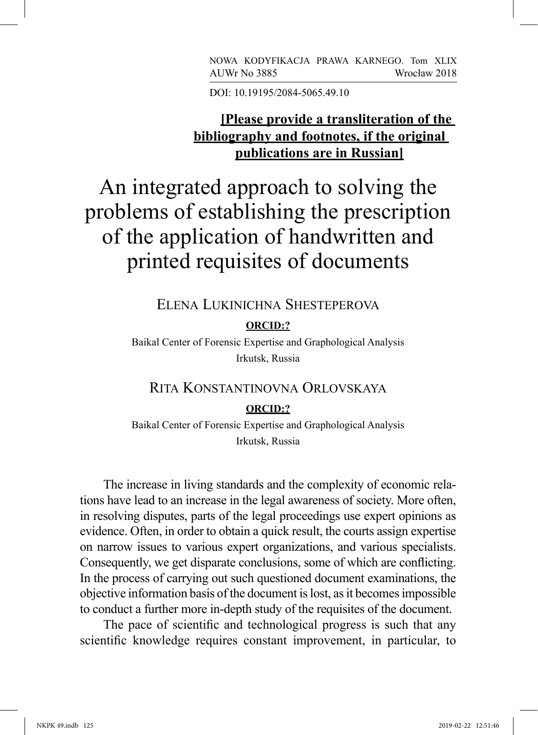NOWA KODYFIKACJA PRAWA KARNEGO. Tom XLIX
AUWr No 3885 Wrocław 2018

DOI: 10.19195/2084-5065.49.10

**[Please provide a transliteration of the bibliography and footnotes, if the original publications are in Russian]**

# An integrated approach to solving the problems of establishing the prescription of the application of handwritten and printed requisites of documents

## Elena Lukinichna Shesteperova

**ORCID:?**

Baikal Center of Forensic Expertise and Graphological Analysis
Irkutsk, Russia

## Rita Konstantinovna Orlovskaya

**ORCID:?**

Baikal Center of Forensic Expertise and Graphological Analysis
Irkutsk, Russia

The increase in living standards and the complexity of economic relations have lead to an increase in the legal awareness of society. More often, in resolving disputes, parts of the legal proceedings use expert opinions as evidence. Often, in order to obtain a quick result, the courts assign expertise on narrow issues to various expert organizations, and various specialists. Consequently, we get disparate conclusions, some of which are conflicting. In the process of carrying out such questioned document examinations, the objective information basis of the document is lost, as it becomes impossible to conduct a further more in-depth study of the requisites of the document.

The pace of scientific and technological progress is such that any scientific knowledge requires constant improvement, in particular, to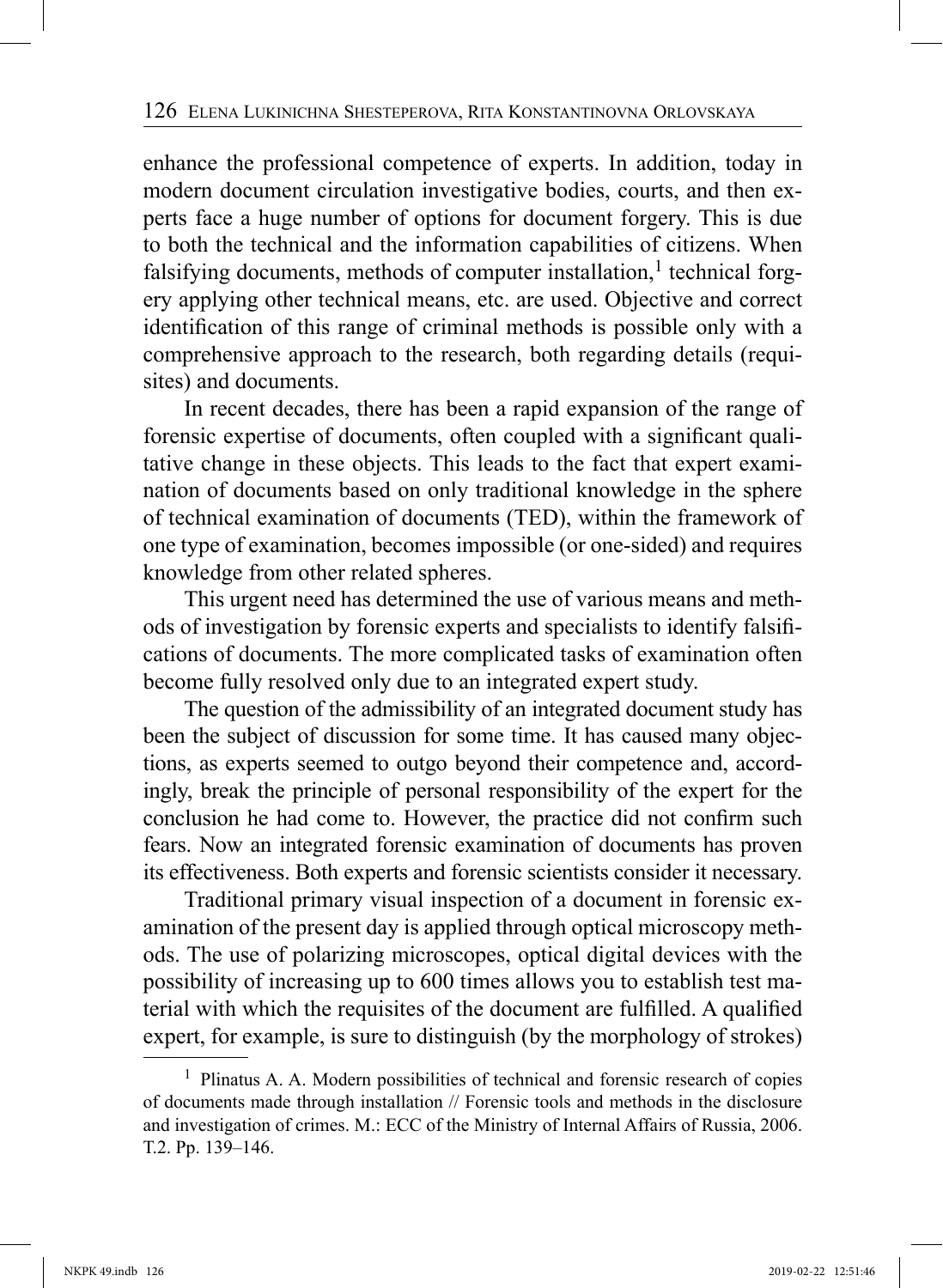enhance the professional competence of experts. In addition, today in modern document circulation investigative bodies, courts, and then experts face a huge number of options for document forgery. This is due to both the technical and the information capabilities of citizens. When falsifying documents, methods of computer installation,[1] technical forgery applying other technical means, etc. are used. Objective and correct identification of this range of criminal methods is possible only with a comprehensive approach to the research, both regarding details (requisites) and documents.

In recent decades, there has been a rapid expansion of the range of forensic expertise of documents, often coupled with a significant qualitative change in these objects. This leads to the fact that expert examination of documents based on only traditional knowledge in the sphere of technical examination of documents (TED), within the framework of one type of examination, becomes impossible (or one-sided) and requires knowledge from other related spheres.

This urgent need has determined the use of various means and methods of investigation by forensic experts and specialists to identify falsifications of documents. The more complicated tasks of examination often become fully resolved only due to an integrated expert study.

The question of the admissibility of an integrated document study has been the subject of discussion for some time. It has caused many objections, as experts seemed to outgo beyond their competence and, accordingly, break the principle of personal responsibility of the expert for the conclusion he had come to. However, the practice did not confirm such fears. Now an integrated forensic examination of documents has proven its effectiveness. Both experts and forensic scientists consider it necessary.

Traditional primary visual inspection of a document in forensic examination of the present day is applied through optical microscopy methods. The use of polarizing microscopes, optical digital devices with the possibility of increasing up to 600 times allows you to establish test material with which the requisites of the document are fulfilled. A qualified expert, for example, is sure to distinguish (by the morphology of strokes)

---

[1] Plinatus A. A. Modern possibilities of technical and forensic research of copies of documents made through installation // Forensic tools and methods in the disclosure and investigation of crimes. M.: ECC of the Ministry of Internal Affairs of Russia, 2006. T.2. Pp. 139–146.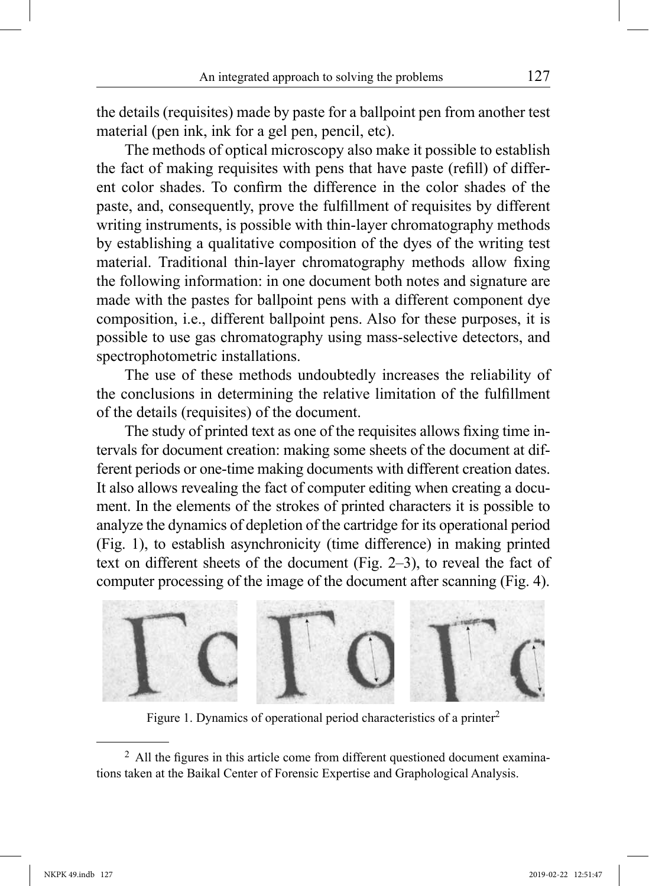the details (requisites) made by paste for a ballpoint pen from another test material (pen ink, ink for a gel pen, pencil, etc).

The methods of optical microscopy also make it possible to establish the fact of making requisites with pens that have paste (refill) of different color shades. To confirm the difference in the color shades of the paste, and, consequently, prove the fulfillment of requisites by different writing instruments, is possible with thin-layer chromatography methods by establishing a qualitative composition of the dyes of the writing test material. Traditional thin-layer chromatography methods allow fixing the following information: in one document both notes and signature are made with the pastes for ballpoint pens with a different component dye composition, i.e., different ballpoint pens. Also for these purposes, it is possible to use gas chromatography using mass-selective detectors, and spectrophotometric installations.

The use of these methods undoubtedly increases the reliability of the conclusions in determining the relative limitation of the fulfillment of the details (requisites) of the document.

The study of printed text as one of the requisites allows fixing time intervals for document creation: making some sheets of the document at different periods or one-time making documents with different creation dates. It also allows revealing the fact of computer editing when creating a document. In the elements of the strokes of printed characters it is possible to analyze the dynamics of depletion of the cartridge for its operational period (Fig. 1), to establish asynchronicity (time difference) in making printed text on different sheets of the document (Fig. 2–3), to reveal the fact of computer processing of the image of the document after scanning (Fig. 4).

Figure 1. Dynamics of operational period characteristics of a printer[2]

[2] All the figures in this article come from different questioned document examinations taken at the Baikal Center of Forensic Expertise and Graphological Analysis.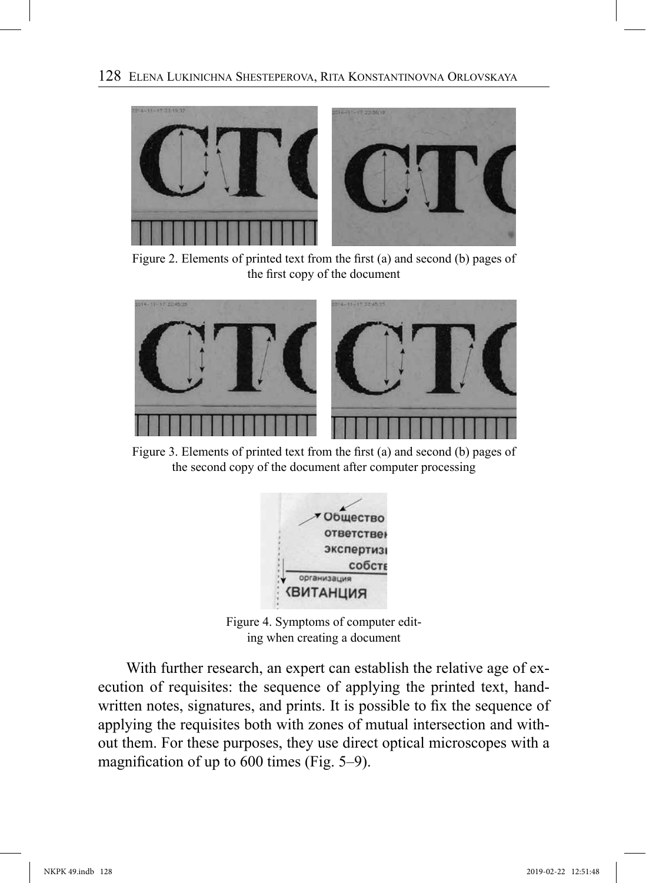Figure 2. Elements of printed text from the first (a) and second (b) pages of the first copy of the document

Figure 3. Elements of printed text from the first (a) and second (b) pages of the second copy of the document after computer processing

Figure 4. Symptoms of computer editing when creating a document

With further research, an expert can establish the relative age of execution of requisites: the sequence of applying the printed text, handwritten notes, signatures, and prints. It is possible to fix the sequence of applying the requisites both with zones of mutual intersection and without them. For these purposes, they use direct optical microscopes with a magnification of up to 600 times (Fig. 5–9).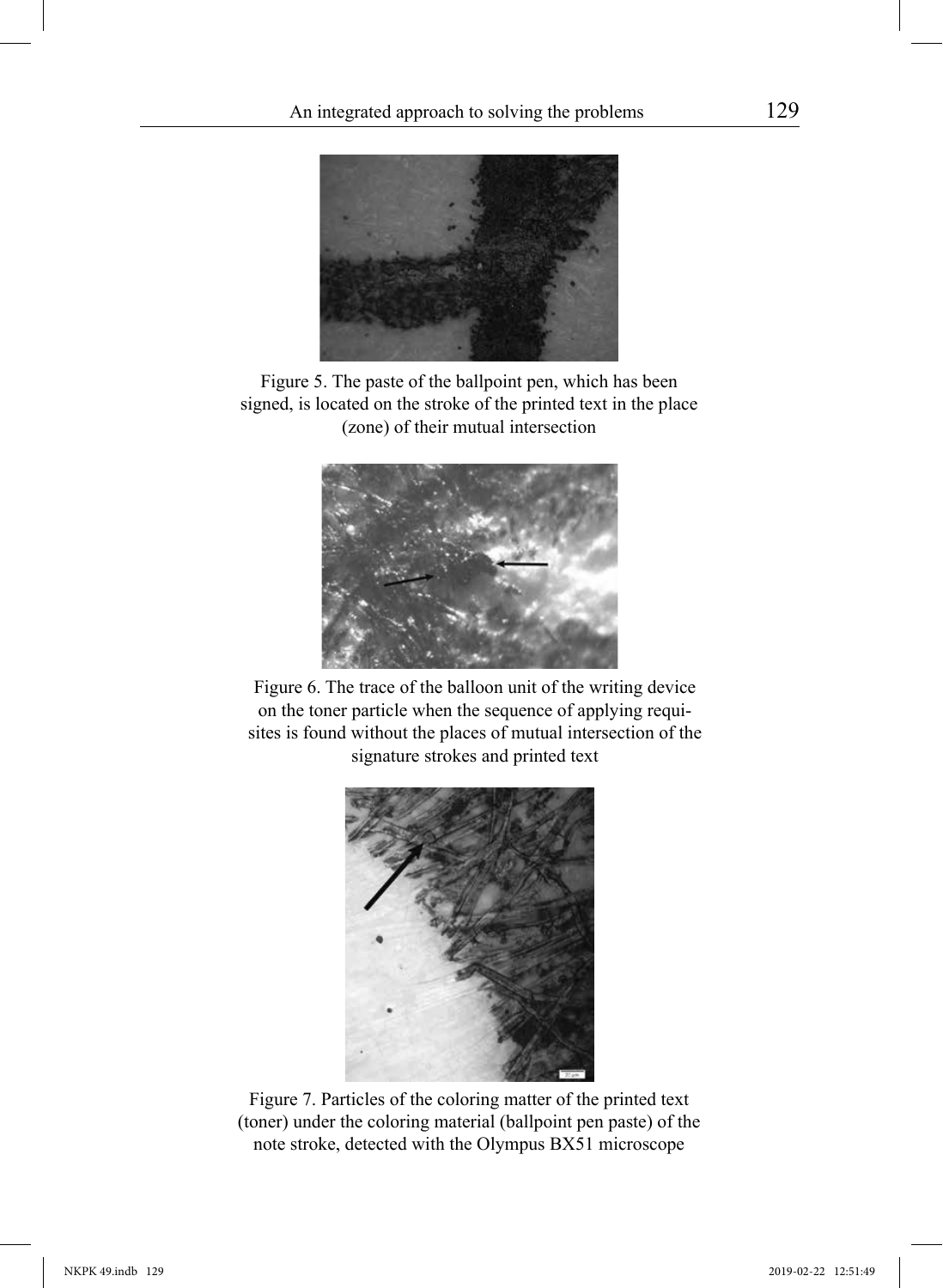Figure 5. The paste of the ballpoint pen, which has been signed, is located on the stroke of the printed text in the place (zone) of their mutual intersection

Figure 6. The trace of the balloon unit of the writing device on the toner particle when the sequence of applying requisites is found without the places of mutual intersection of the signature strokes and printed text

Figure 7. Particles of the coloring matter of the printed text (toner) under the coloring material (ballpoint pen paste) of the note stroke, detected with the Olympus BX51 microscope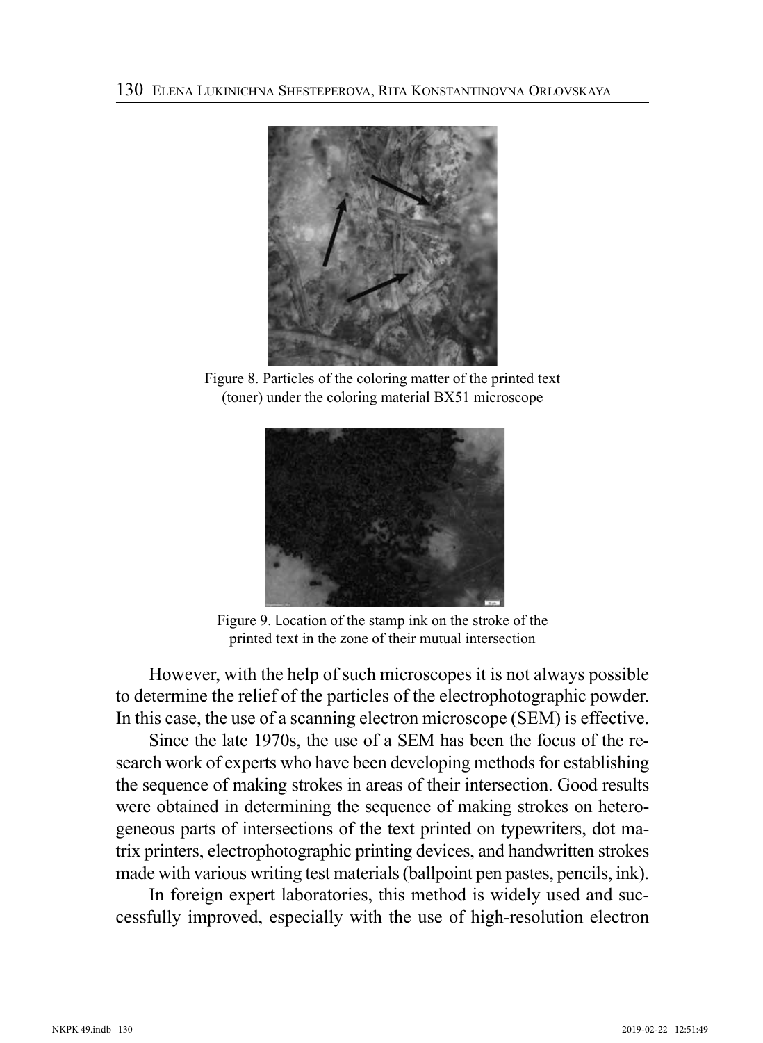Figure 8. Particles of the coloring matter of the printed text (toner) under the coloring material BX51 microscope

Figure 9. Location of the stamp ink on the stroke of the printed text in the zone of their mutual intersection

However, with the help of such microscopes it is not always possible to determine the relief of the particles of the electrophotographic powder. In this case, the use of a scanning electron microscope (SEM) is effective.

Since the late 1970s, the use of a SEM has been the focus of the research work of experts who have been developing methods for establishing the sequence of making strokes in areas of their intersection. Good results were obtained in determining the sequence of making strokes on heterogeneous parts of intersections of the text printed on typewriters, dot matrix printers, electrophotographic printing devices, and handwritten strokes made with various writing test materials (ballpoint pen pastes, pencils, ink).

In foreign expert laboratories, this method is widely used and successfully improved, especially with the use of high-resolution electron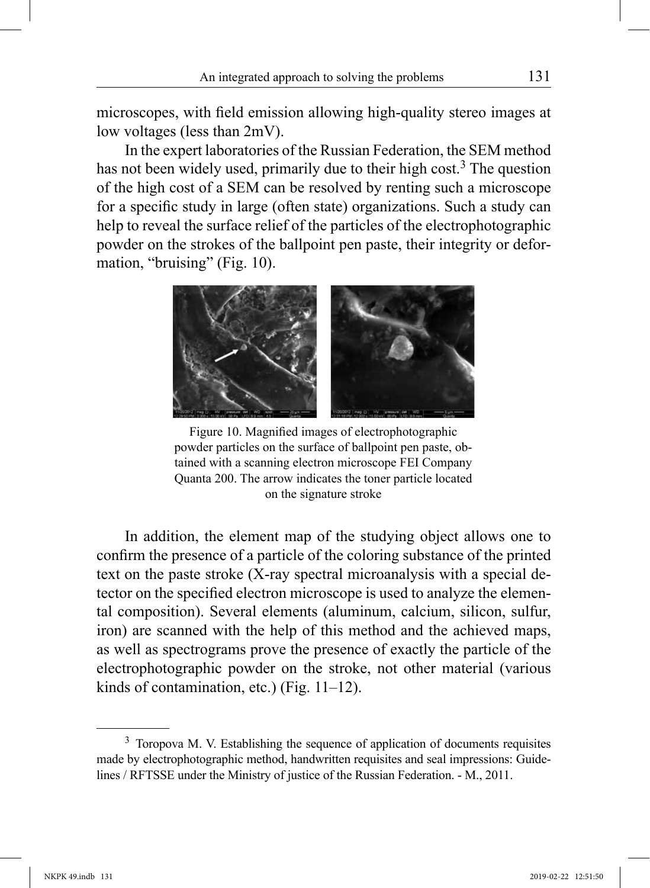microscopes, with field emission allowing high-quality stereo images at low voltages (less than 2mV).

In the expert laboratories of the Russian Federation, the SEM method has not been widely used, primarily due to their high cost.[3] The question of the high cost of a SEM can be resolved by renting such a microscope for a specific study in large (often state) organizations. Such a study can help to reveal the surface relief of the particles of the electrophotographic powder on the strokes of the ballpoint pen paste, their integrity or deformation, "bruising" (Fig. 10).

Figure 10. Magnified images of electrophotographic powder particles on the surface of ballpoint pen paste, obtained with a scanning electron microscope FEI Company Quanta 200. The arrow indicates the toner particle located on the signature stroke

In addition, the element map of the studying object allows one to confirm the presence of a particle of the coloring substance of the printed text on the paste stroke (X-ray spectral microanalysis with a special detector on the specified electron microscope is used to analyze the elemental composition). Several elements (aluminum, calcium, silicon, sulfur, iron) are scanned with the help of this method and the achieved maps, as well as spectrograms prove the presence of exactly the particle of the electrophotographic powder on the stroke, not other material (various kinds of contamination, etc.) (Fig. 11–12).

[3] Toropova M. V. Establishing the sequence of application of documents requisites made by electrophotographic method, handwritten requisites and seal impressions: Guidelines / RFTSSE under the Ministry of justice of the Russian Federation. - M., 2011.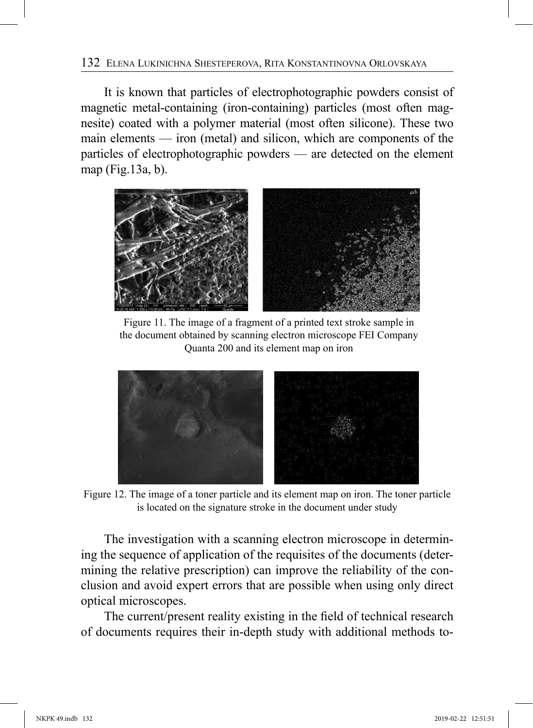It is known that particles of electrophotographic powders consist of magnetic metal-containing (iron-containing) particles (most often magnesite) coated with a polymer material (most often silicone). These two main elements — iron (metal) and silicon, which are components of the particles of electrophotographic powders — are detected on the element map (Fig.13a, b).

Figure 11. The image of a fragment of a printed text stroke sample in the document obtained by scanning electron microscope FEI Company Quanta 200 and its element map on iron

Figure 12. The image of a toner particle and its element map on iron. The toner particle is located on the signature stroke in the document under study

The investigation with a scanning electron microscope in determining the sequence of application of the requisites of the documents (determining the relative prescription) can improve the reliability of the conclusion and avoid expert errors that are possible when using only direct optical microscopes.

The current/present reality existing in the field of technical research of documents requires their in-depth study with additional methods to-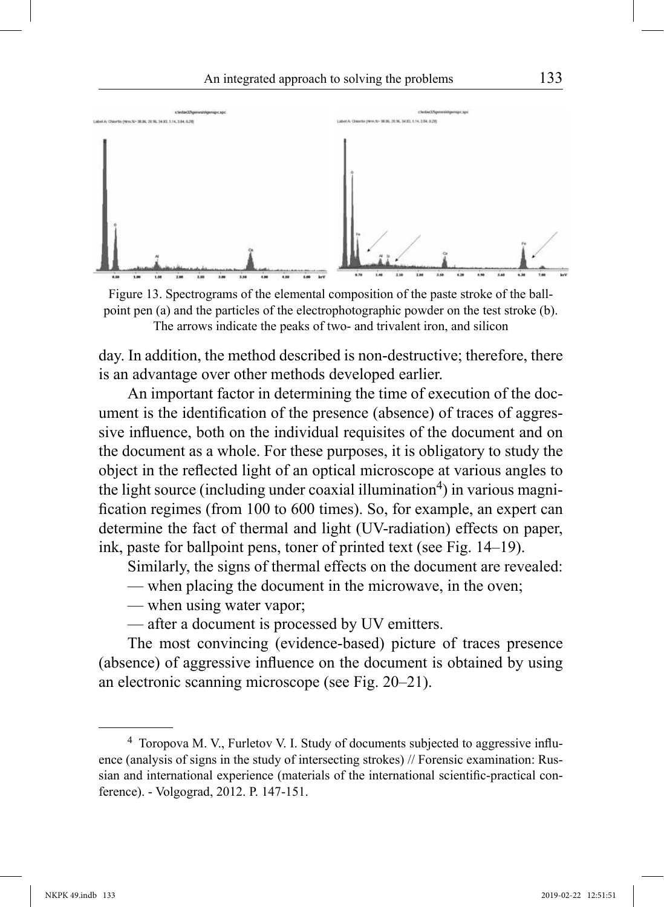Figure 13. Spectrograms of the elemental composition of the paste stroke of the ball-point pen (a) and the particles of the electrophotographic powder on the test stroke (b). The arrows indicate the peaks of two- and trivalent iron, and silicon

day. In addition, the method described is non-destructive; therefore, there is an advantage over other methods developed earlier.

An important factor in determining the time of execution of the document is the identification of the presence (absence) of traces of aggressive influence, both on the individual requisites of the document and on the document as a whole. For these purposes, it is obligatory to study the object in the reflected light of an optical microscope at various angles to the light source (including under coaxial illumination[4]) in various magnification regimes (from 100 to 600 times). So, for example, an expert can determine the fact of thermal and light (UV-radiation) effects on paper, ink, paste for ballpoint pens, toner of printed text (see Fig. 14–19).

Similarly, the signs of thermal effects on the document are revealed:

— when placing the document in the microwave, in the oven;

— when using water vapor;

— after a document is processed by UV emitters.

The most convincing (evidence-based) picture of traces presence (absence) of aggressive influence on the document is obtained by using an electronic scanning microscope (see Fig. 20–21).

---

[4] Toropova M. V., Furletov V. I. Study of documents subjected to aggressive influence (analysis of signs in the study of intersecting strokes) // Forensic examination: Russian and international experience (materials of the international scientific-practical conference). - Volgograd, 2012. P. 147-151.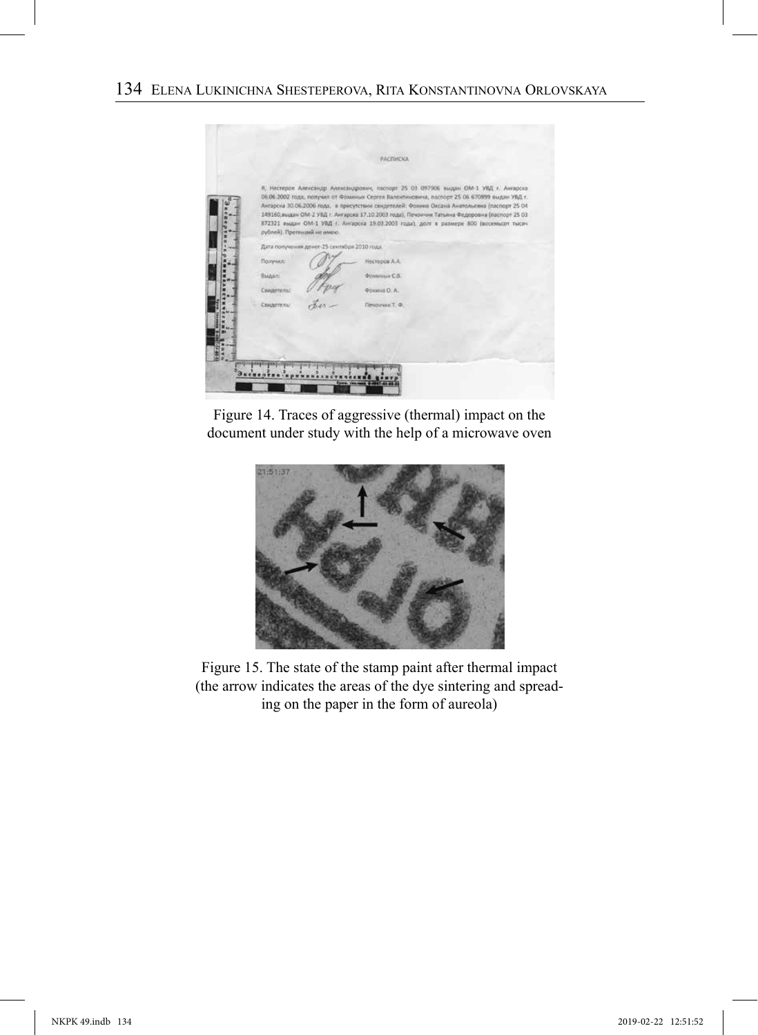Figure 14. Traces of aggressive (thermal) impact on the document under study with the help of a microwave oven

Figure 15. The state of the stamp paint after thermal impact (the arrow indicates the areas of the dye sintering and spreading on the paper in the form of aureola)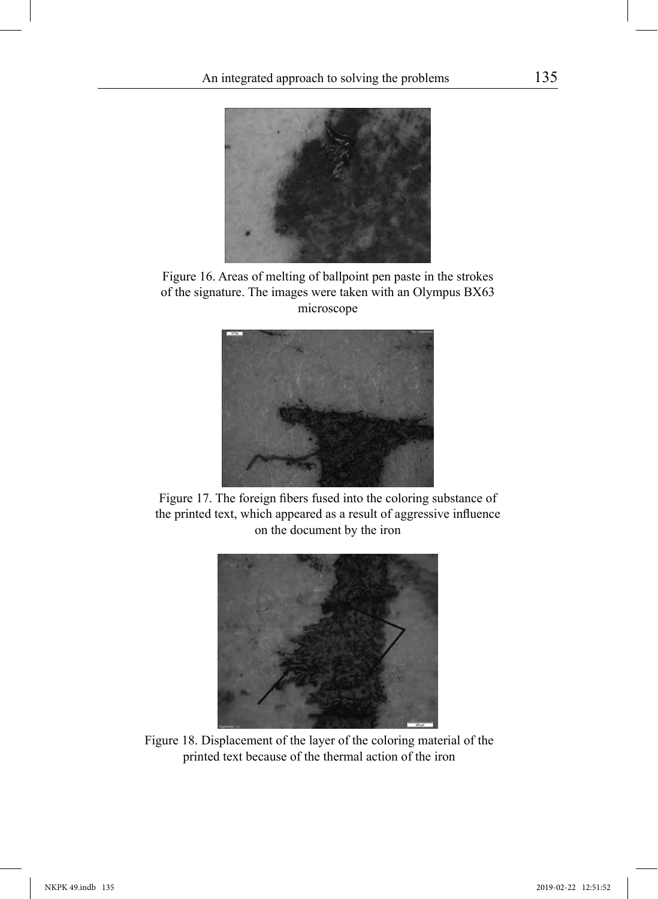Figure 16. Areas of melting of ballpoint pen paste in the strokes of the signature. The images were taken with an Olympus BX63 microscope

Figure 17. The foreign fibers fused into the coloring substance of the printed text, which appeared as a result of aggressive influence on the document by the iron

Figure 18. Displacement of the layer of the coloring material of the printed text because of the thermal action of the iron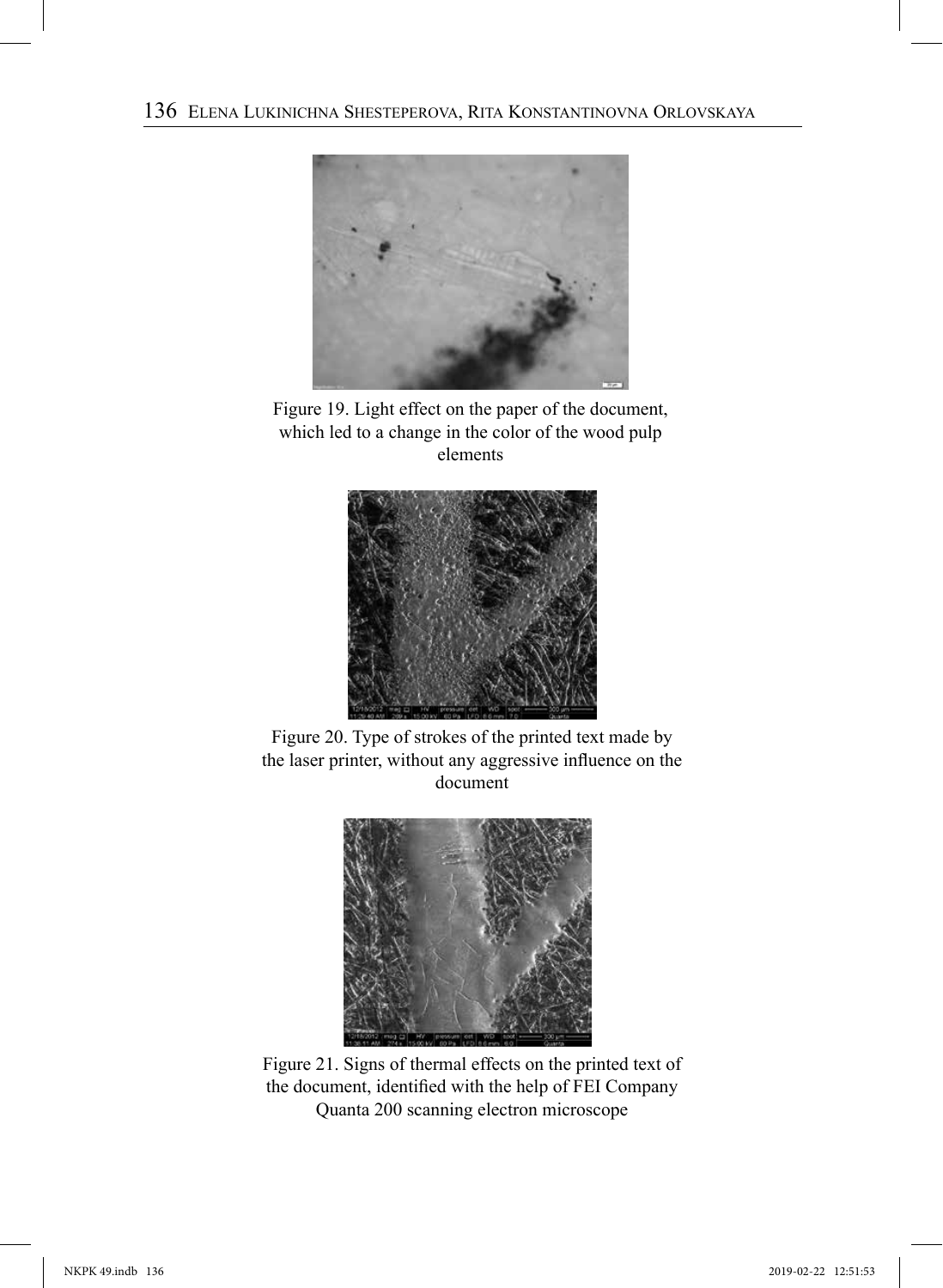Figure 19. Light effect on the paper of the document, which led to a change in the color of the wood pulp elements

Figure 20. Type of strokes of the printed text made by the laser printer, without any aggressive influence on the document

Figure 21. Signs of thermal effects on the printed text of the document, identified with the help of FEI Company Quanta 200 scanning electron microscope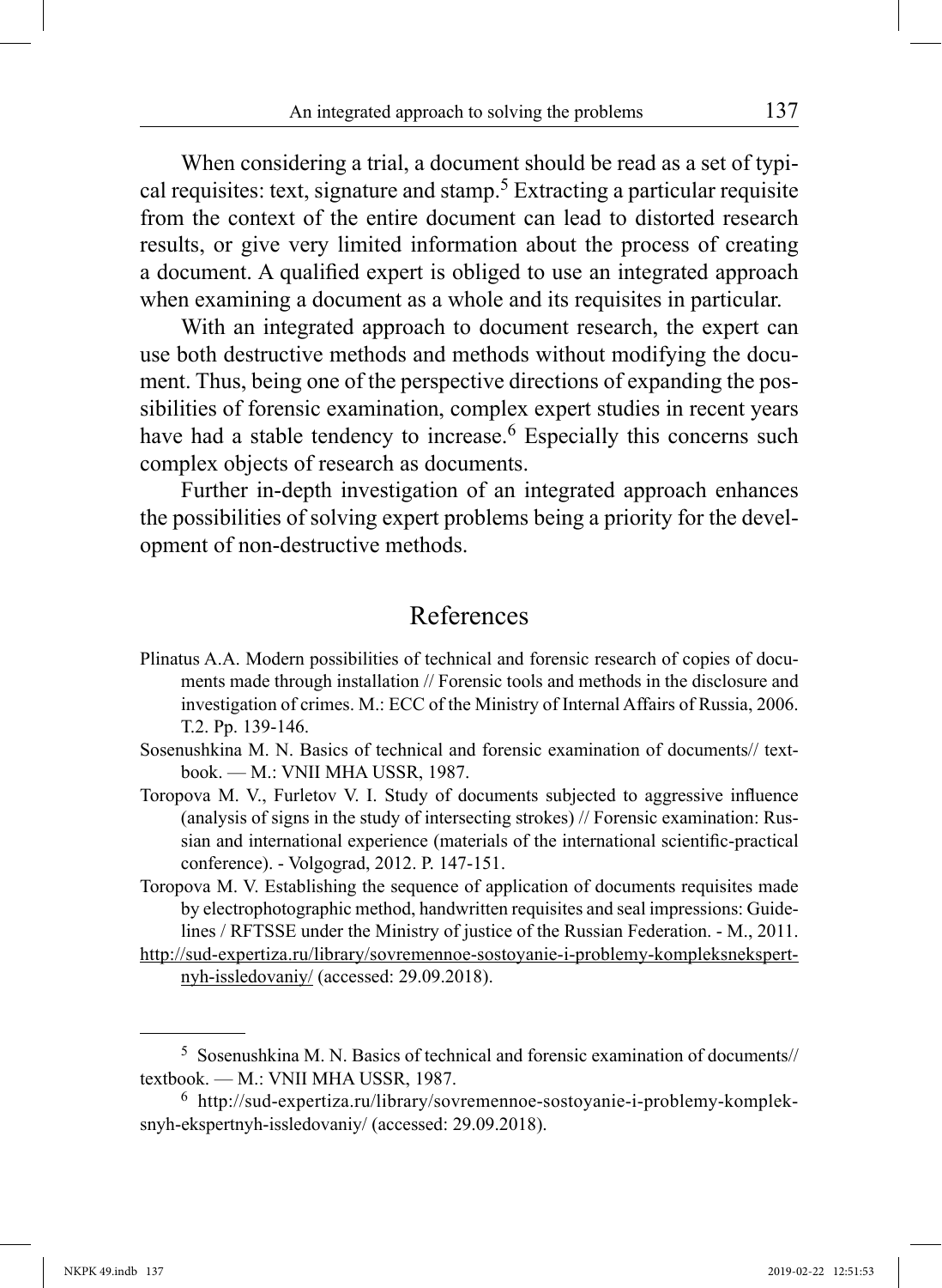When considering a trial, a document should be read as a set of typical requisites: text, signature and stamp.[5] Extracting a particular requisite from the context of the entire document can lead to distorted research results, or give very limited information about the process of creating a document. A qualified expert is obliged to use an integrated approach when examining a document as a whole and its requisites in particular.

With an integrated approach to document research, the expert can use both destructive methods and methods without modifying the document. Thus, being one of the perspective directions of expanding the possibilities of forensic examination, complex expert studies in recent years have had a stable tendency to increase.[6] Especially this concerns such complex objects of research as documents.

Further in-depth investigation of an integrated approach enhances the possibilities of solving expert problems being a priority for the development of non-destructive methods.

## References

Plinatus A.A. Modern possibilities of technical and forensic research of copies of documents made through installation // Forensic tools and methods in the disclosure and investigation of crimes. M.: ECC of the Ministry of Internal Affairs of Russia, 2006. T.2. Pp. 139-146.

Sosenushkina M. N. Basics of technical and forensic examination of documents// textbook. — M.: VNII MHA USSR, 1987.

Toropova M. V., Furletov V. I. Study of documents subjected to aggressive influence (analysis of signs in the study of intersecting strokes) // Forensic examination: Russian and international experience (materials of the international scientific-practical conference). - Volgograd, 2012. P. 147-151.

Toropova M. V. Establishing the sequence of application of documents requisites made by electrophotographic method, handwritten requisites and seal impressions: Guidelines / RFTSSE under the Ministry of justice of the Russian Federation. - M., 2011.

http://sud-expertiza.ru/library/sovremennoe-sostoyanie-i-problemy-kompleksnekspertnyh-issledovaniy/ (accessed: 29.09.2018).

---

[5] Sosenushkina M. N. Basics of technical and forensic examination of documents// textbook. — M.: VNII MHA USSR, 1987.

[6] http://sud-expertiza.ru/library/sovremennoe-sostoyanie-i-problemy-kompleksnyh-ekspertnyh-issledovaniy/ (accessed: 29.09.2018).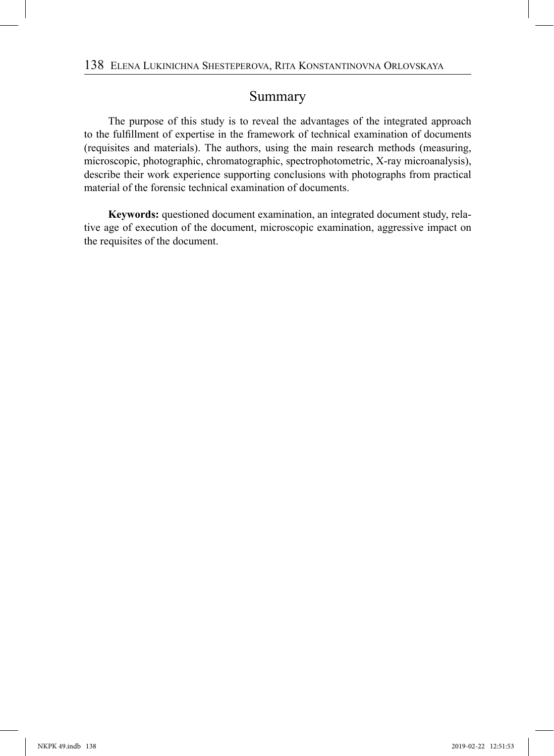## Summary

The purpose of this study is to reveal the advantages of the integrated approach to the fulfillment of expertise in the framework of technical examination of documents (requisites and materials). The authors, using the main research methods (measuring, microscopic, photographic, chromatographic, spectrophotometric, X-ray microanalysis), describe their work experience supporting conclusions with photographs from practical material of the forensic technical examination of documents.

**Keywords:** questioned document examination, an integrated document study, relative age of execution of the document, microscopic examination, aggressive impact on the requisites of the document.